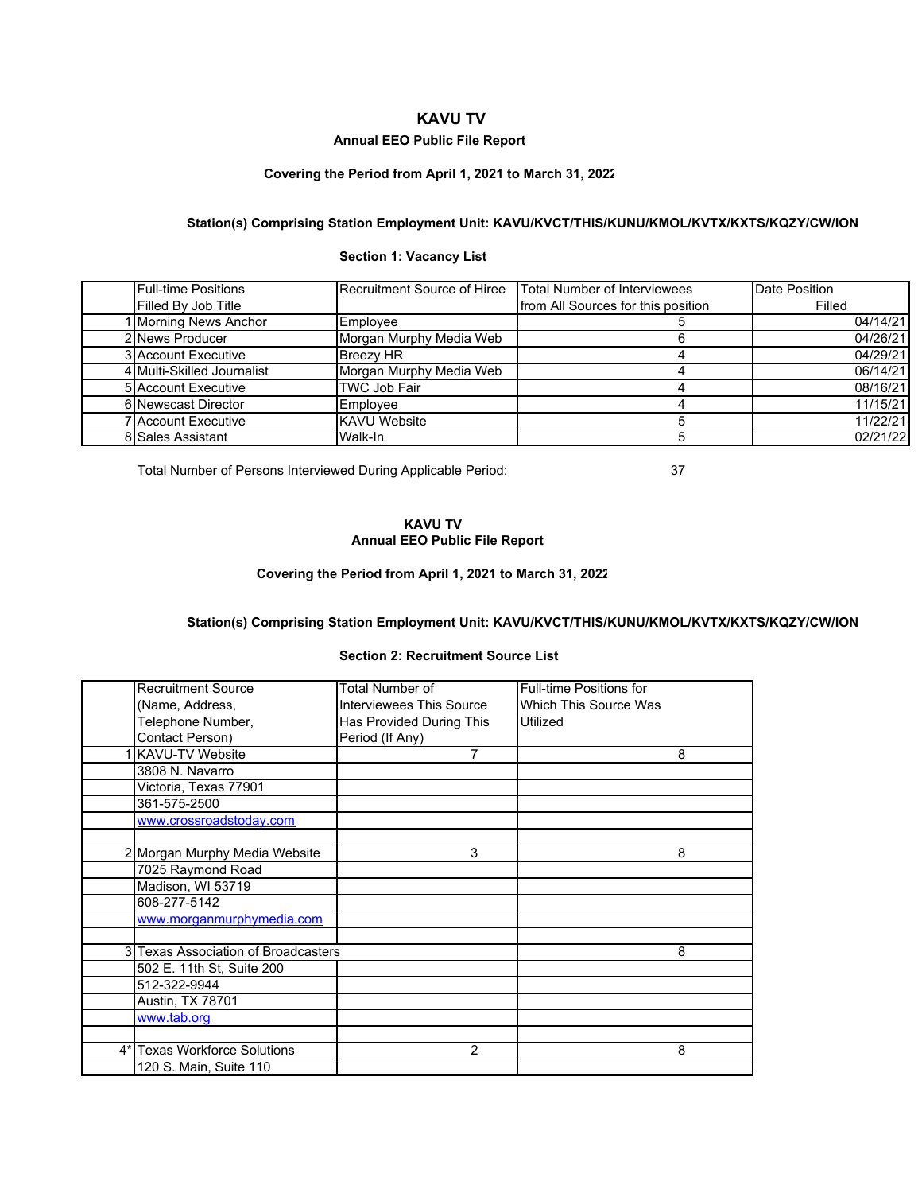# KAVU TV

### Annual EEO Public File Report

**Covering the Period from April 1, 2021 to March 31, 2022**

**Station(s) Comprising Station Employment Unit: KAVU/KVCT/THIS/KUNU/KMOL/KVTX/KXTS/KQZY/CW/ION**

**Section 1: Vacancy List**

| | Full-time Positions Filled By Job Title | Recruitment Source of Hiree | Total Number of Interviewees from All Sources for this position | Date Position Filled |
|---|---|---|---|---|
| 1 | Morning News Anchor | Employee | 5 | 04/14/21 |
| 2 | News Producer | Morgan Murphy Media Web | 6 | 04/26/21 |
| 3 | Account Executive | Breezy HR | 4 | 04/29/21 |
| 4 | Multi-Skilled Journalist | Morgan Murphy Media Web | 4 | 06/14/21 |
| 5 | Account Executive | TWC Job Fair | 4 | 08/16/21 |
| 6 | Newscast Director | Employee | 4 | 11/15/21 |
| 7 | Account Executive | KAVU Website | 5 | 11/22/21 |
| 8 | Sales Assistant | Walk-In | 5 | 02/21/22 |

Total Number of Persons Interviewed During Applicable Period: 37

# KAVU TV

### Annual EEO Public File Report

**Covering the Period from April 1, 2021 to March 31, 2022**

**Station(s) Comprising Station Employment Unit: KAVU/KVCT/THIS/KUNU/KMOL/KVTX/KXTS/KQZY/CW/ION**

**Section 2: Recruitment Source List**

| | Recruitment Source (Name, Address, Telephone Number, Contact Person) | Total Number of Interviewees This Source Has Provided During This Period (If Any) | Full-time Positions for Which This Source Was Utilized |
|---|---|---|---|
| 1 | KAVU-TV Website | 7 | 8 |
| | 3808 N. Navarro | | |
| | Victoria, Texas 77901 | | |
| | 361-575-2500 | | |
| | www.crossroadstoday.com | | |
| | | | |
| 2 | Morgan Murphy Media Website | 3 | 8 |
| | 7025 Raymond Road | | |
| | Madison, WI 53719 | | |
| | 608-277-5142 | | |
| | www.morganmurphymedia.com | | |
| | | | |
| 3 | Texas Association of Broadcasters | | 8 |
| | 502 E. 11th St, Suite 200 | | |
| | 512-322-9944 | | |
| | Austin, TX 78701 | | |
| | www.tab.org | | |
| | | | |
| 4* | Texas Workforce Solutions | 2 | 8 |
| | 120 S. Main, Suite 110 | | |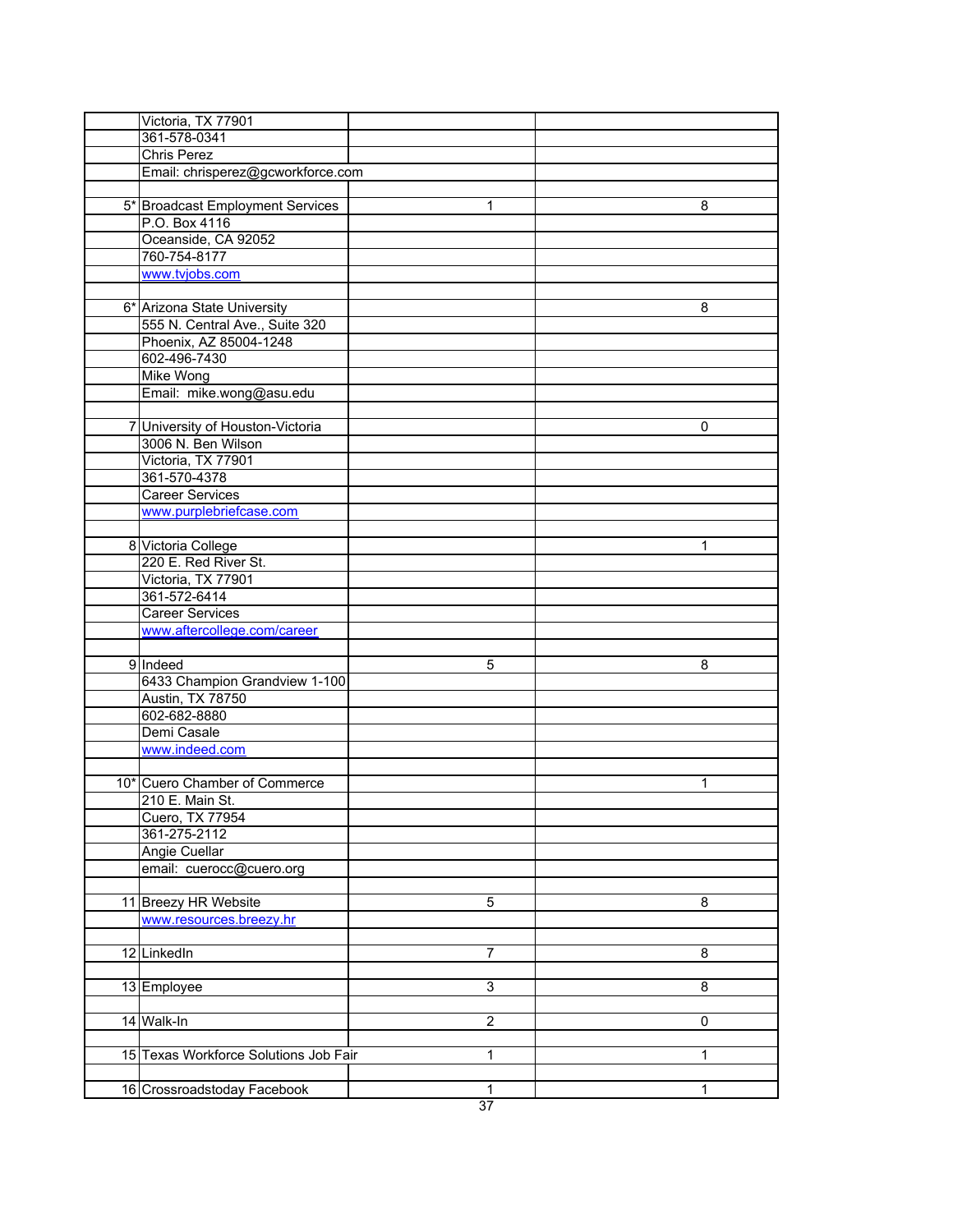| | | | |
|---|---|---|---|
| | Victoria, TX 77901 | | |
| | 361-578-0341 | | |
| | Chris Perez | | |
| | Email: chrisperez@gcworkforce.com | | |
| | | | |
| 5* | Broadcast Employment Services | 1 | 8 |
| | P.O. Box 4116 | | |
| | Oceanside, CA 92052 | | |
| | 760-754-8177 | | |
| | www.tvjobs.com | | |
| | | | |
| 6* | Arizona State University | | 8 |
| | 555 N. Central Ave., Suite 320 | | |
| | Phoenix, AZ 85004-1248 | | |
| | 602-496-7430 | | |
| | Mike Wong | | |
| | Email: mike.wong@asu.edu | | |
| | | | |
| 7 | University of Houston-Victoria | | 0 |
| | 3006 N. Ben Wilson | | |
| | Victoria, TX 77901 | | |
| | 361-570-4378 | | |
| | Career Services | | |
| | www.purplebriefcase.com | | |
| | | | |
| 8 | Victoria College | | 1 |
| | 220 E. Red River St. | | |
| | Victoria, TX 77901 | | |
| | 361-572-6414 | | |
| | Career Services | | |
| | www.aftercollege.com/career | | |
| | | | |
| 9 | Indeed | 5 | 8 |
| | 6433 Champion Grandview 1-100 | | |
| | Austin, TX 78750 | | |
| | 602-682-8880 | | |
| | Demi Casale | | |
| | www.indeed.com | | |
| | | | |
| 10* | Cuero Chamber of Commerce | | 1 |
| | 210 E. Main St. | | |
| | Cuero, TX 77954 | | |
| | 361-275-2112 | | |
| | Angie Cuellar | | |
| | email: cuerocc@cuero.org | | |
| | | | |
| 11 | Breezy HR Website | 5 | 8 |
| | www.resources.breezy.hr | | |
| | | | |
| 12 | LinkedIn | 7 | 8 |
| | | | |
| 13 | Employee | 3 | 8 |
| | | | |
| 14 | Walk-In | 2 | 0 |
| | | | |
| 15 | Texas Workforce Solutions Job Fair | 1 | 1 |
| | | | |
| 16 | Crossroadstoday Facebook | 1 | 1 |
| | | 37 | |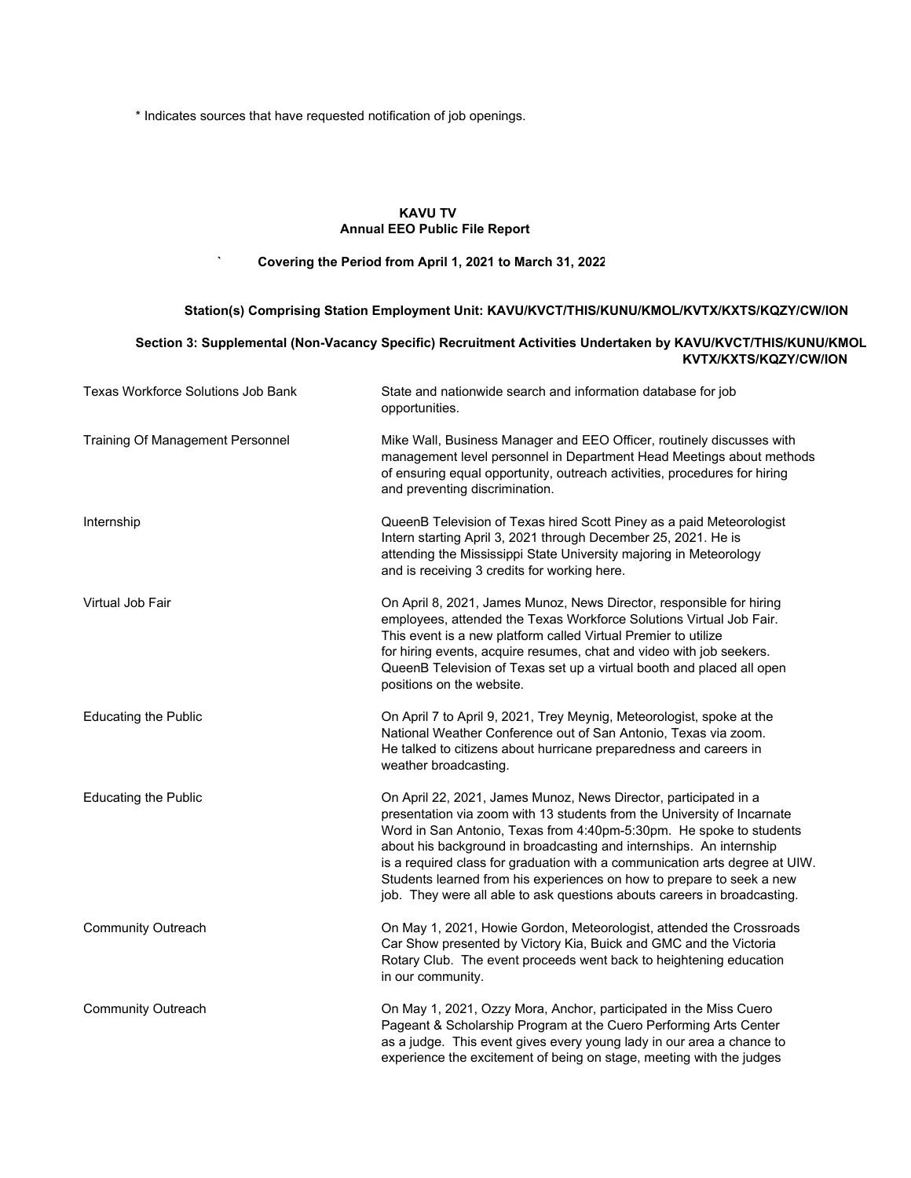* Indicates sources that have requested notification of job openings.

**KAVU TV**
**Annual EEO Public File Report**

` **Covering the Period from April 1, 2021 to March 31, 2022**

**Station(s) Comprising Station Employment Unit: KAVU/KVCT/THIS/KUNU/KMOL/KVTX/KXTS/KQZY/CW/ION**

**Section 3: Supplemental (Non-Vacancy Specific) Recruitment Activities Undertaken by KAVU/KVCT/THIS/KUNU/KMOL KVTX/KXTS/KQZY/CW/ION**

| | |
|---|---|
| Texas Workforce Solutions Job Bank | State and nationwide search and information database for job opportunities. |
| Training Of Management Personnel | Mike Wall, Business Manager and EEO Officer, routinely discusses with management level personnel in Department Head Meetings about methods of ensuring equal opportunity, outreach activities, procedures for hiring and preventing discrimination. |
| Internship | QueenB Television of Texas hired Scott Piney as a paid Meteorologist Intern starting April 3, 2021 through December 25, 2021. He is attending the Mississippi State University majoring in Meteorology and is receiving 3 credits for working here. |
| Virtual Job Fair | On April 8, 2021, James Munoz, News Director, responsible for hiring employees, attended the Texas Workforce Solutions Virtual Job Fair. This event is a new platform called Virtual Premier to utilize for hiring events, acquire resumes, chat and video with job seekers. QueenB Television of Texas set up a virtual booth and placed all open positions on the website. |
| Educating the Public | On April 7 to April 9, 2021, Trey Meynig, Meteorologist, spoke at the National Weather Conference out of San Antonio, Texas via zoom. He talked to citizens about hurricane preparedness and careers in weather broadcasting. |
| Educating the Public | On April 22, 2021, James Munoz, News Director, participated in a presentation via zoom with 13 students from the University of Incarnate Word in San Antonio, Texas from 4:40pm-5:30pm. He spoke to students about his background in broadcasting and internships. An internship is a required class for graduation with a communication arts degree at UIW. Students learned from his experiences on how to prepare to seek a new job. They were all able to ask questions abouts careers in broadcasting. |
| Community Outreach | On May 1, 2021, Howie Gordon, Meteorologist, attended the Crossroads Car Show presented by Victory Kia, Buick and GMC and the Victoria Rotary Club. The event proceeds went back to heightening education in our community. |
| Community Outreach | On May 1, 2021, Ozzy Mora, Anchor, participated in the Miss Cuero Pageant & Scholarship Program at the Cuero Performing Arts Center as a judge. This event gives every young lady in our area a chance to experience the excitement of being on stage, meeting with the judges |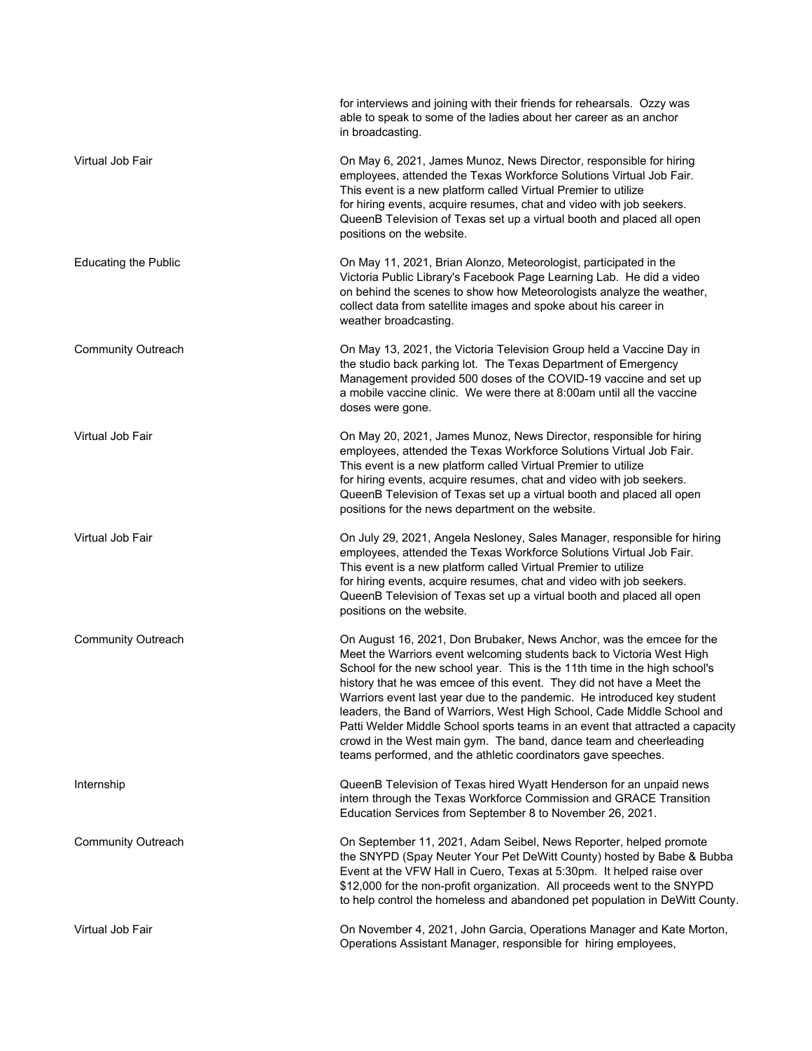|  |  |
|---|---|
|  | for interviews and joining with their friends for rehearsals. Ozzy was able to speak to some of the ladies about her career as an anchor in broadcasting. |
| Virtual Job Fair | On May 6, 2021, James Munoz, News Director, responsible for hiring employees, attended the Texas Workforce Solutions Virtual Job Fair. This event is a new platform called Virtual Premier to utilize for hiring events, acquire resumes, chat and video with job seekers. QueenB Television of Texas set up a virtual booth and placed all open positions on the website. |
| Educating the Public | On May 11, 2021, Brian Alonzo, Meteorologist, participated in the Victoria Public Library's Facebook Page Learning Lab. He did a video on behind the scenes to show how Meteorologists analyze the weather, collect data from satellite images and spoke about his career in weather broadcasting. |
| Community Outreach | On May 13, 2021, the Victoria Television Group held a Vaccine Day in the studio back parking lot. The Texas Department of Emergency Management provided 500 doses of the COVID-19 vaccine and set up a mobile vaccine clinic. We were there at 8:00am until all the vaccine doses were gone. |
| Virtual Job Fair | On May 20, 2021, James Munoz, News Director, responsible for hiring employees, attended the Texas Workforce Solutions Virtual Job Fair. This event is a new platform called Virtual Premier to utilize for hiring events, acquire resumes, chat and video with job seekers. QueenB Television of Texas set up a virtual booth and placed all open positions for the news department on the website. |
| Virtual Job Fair | On July 29, 2021, Angela Nesloney, Sales Manager, responsible for hiring employees, attended the Texas Workforce Solutions Virtual Job Fair. This event is a new platform called Virtual Premier to utilize for hiring events, acquire resumes, chat and video with job seekers. QueenB Television of Texas set up a virtual booth and placed all open positions on the website. |
| Community Outreach | On August 16, 2021, Don Brubaker, News Anchor, was the emcee for the Meet the Warriors event welcoming students back to Victoria West High School for the new school year. This is the 11th time in the high school's history that he was emcee of this event. They did not have a Meet the Warriors event last year due to the pandemic. He introduced key student leaders, the Band of Warriors, West High School, Cade Middle School and Patti Welder Middle School sports teams in an event that attracted a capacity crowd in the West main gym. The band, dance team and cheerleading teams performed, and the athletic coordinators gave speeches. |
| Internship | QueenB Television of Texas hired Wyatt Henderson for an unpaid news intern through the Texas Workforce Commission and GRACE Transition Education Services from September 8 to November 26, 2021. |
| Community Outreach | On September 11, 2021, Adam Seibel, News Reporter, helped promote the SNYPD (Spay Neuter Your Pet DeWitt County) hosted by Babe & Bubba Event at the VFW Hall in Cuero, Texas at 5:30pm. It helped raise over $12,000 for the non-profit organization. All proceeds went to the SNYPD to help control the homeless and abandoned pet population in DeWitt County. |
| Virtual Job Fair | On November 4, 2021, John Garcia, Operations Manager and Kate Morton, Operations Assistant Manager, responsible for hiring employees, |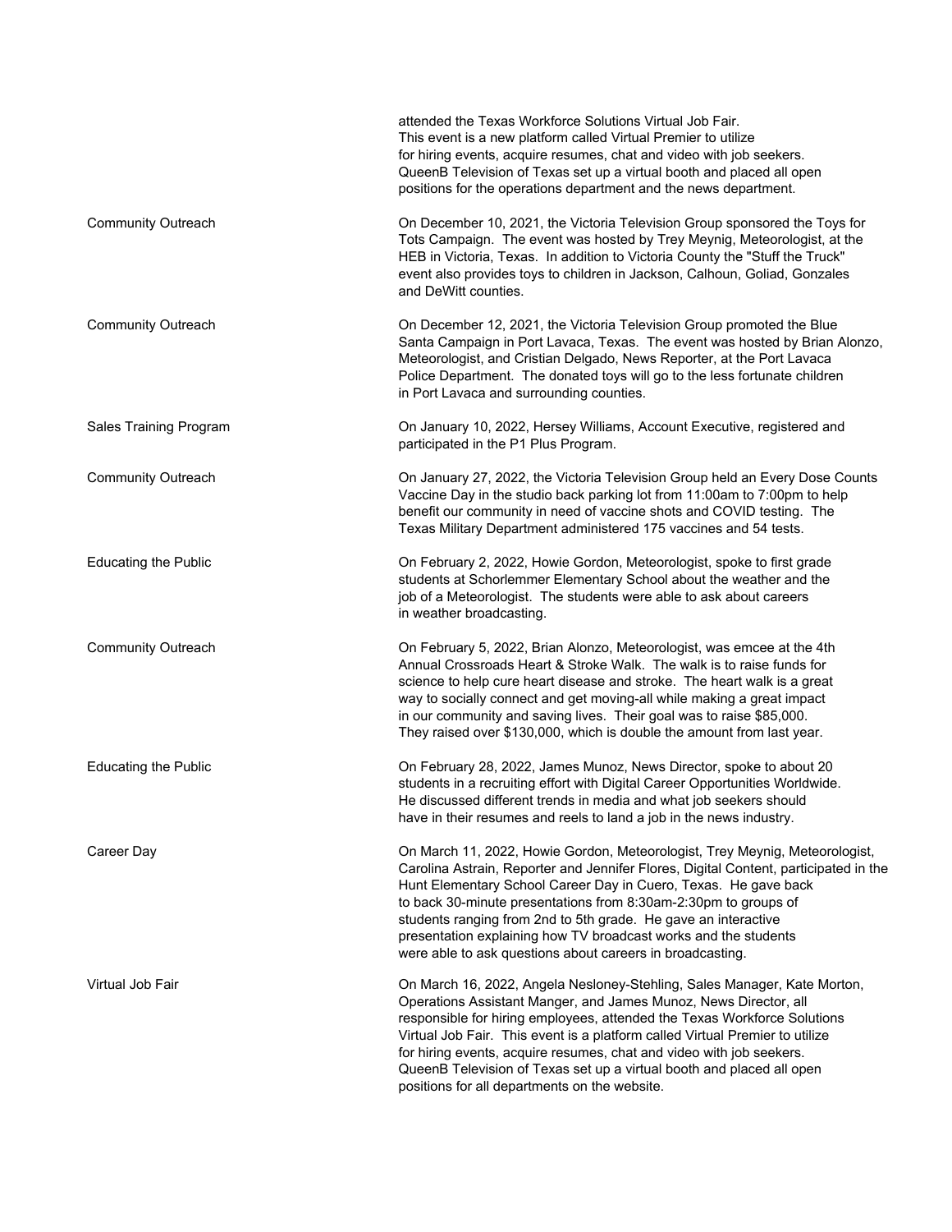| | |
|---|---|
| | attended the Texas Workforce Solutions Virtual Job Fair. This event is a new platform called Virtual Premier to utilize for hiring events, acquire resumes, chat and video with job seekers. QueenB Television of Texas set up a virtual booth and placed all open positions for the operations department and the news department. |
| Community Outreach | On December 10, 2021, the Victoria Television Group sponsored the Toys for Tots Campaign. The event was hosted by Trey Meynig, Meteorologist, at the HEB in Victoria, Texas. In addition to Victoria County the "Stuff the Truck" event also provides toys to children in Jackson, Calhoun, Goliad, Gonzales and DeWitt counties. |
| Community Outreach | On December 12, 2021, the Victoria Television Group promoted the Blue Santa Campaign in Port Lavaca, Texas. The event was hosted by Brian Alonzo, Meteorologist, and Cristian Delgado, News Reporter, at the Port Lavaca Police Department. The donated toys will go to the less fortunate children in Port Lavaca and surrounding counties. |
| Sales Training Program | On January 10, 2022, Hersey Williams, Account Executive, registered and participated in the P1 Plus Program. |
| Community Outreach | On January 27, 2022, the Victoria Television Group held an Every Dose Counts Vaccine Day in the studio back parking lot from 11:00am to 7:00pm to help benefit our community in need of vaccine shots and COVID testing. The Texas Military Department administered 175 vaccines and 54 tests. |
| Educating the Public | On February 2, 2022, Howie Gordon, Meteorologist, spoke to first grade students at Schorlemmer Elementary School about the weather and the job of a Meteorologist. The students were able to ask about careers in weather broadcasting. |
| Community Outreach | On February 5, 2022, Brian Alonzo, Meteorologist, was emcee at the 4th Annual Crossroads Heart & Stroke Walk. The walk is to raise funds for science to help cure heart disease and stroke. The heart walk is a great way to socially connect and get moving-all while making a great impact in our community and saving lives. Their goal was to raise $85,000. They raised over $130,000, which is double the amount from last year. |
| Educating the Public | On February 28, 2022, James Munoz, News Director, spoke to about 20 students in a recruiting effort with Digital Career Opportunities Worldwide. He discussed different trends in media and what job seekers should have in their resumes and reels to land a job in the news industry. |
| Career Day | On March 11, 2022, Howie Gordon, Meteorologist, Trey Meynig, Meteorologist, Carolina Astrain, Reporter and Jennifer Flores, Digital Content, participated in the Hunt Elementary School Career Day in Cuero, Texas. He gave back to back 30-minute presentations from 8:30am-2:30pm to groups of students ranging from 2nd to 5th grade. He gave an interactive presentation explaining how TV broadcast works and the students were able to ask questions about careers in broadcasting. |
| Virtual Job Fair | On March 16, 2022, Angela Nesloney-Stehling, Sales Manager, Kate Morton, Operations Assistant Manger, and James Munoz, News Director, all responsible for hiring employees, attended the Texas Workforce Solutions Virtual Job Fair. This event is a platform called Virtual Premier to utilize for hiring events, acquire resumes, chat and video with job seekers. QueenB Television of Texas set up a virtual booth and placed all open positions for all departments on the website. |